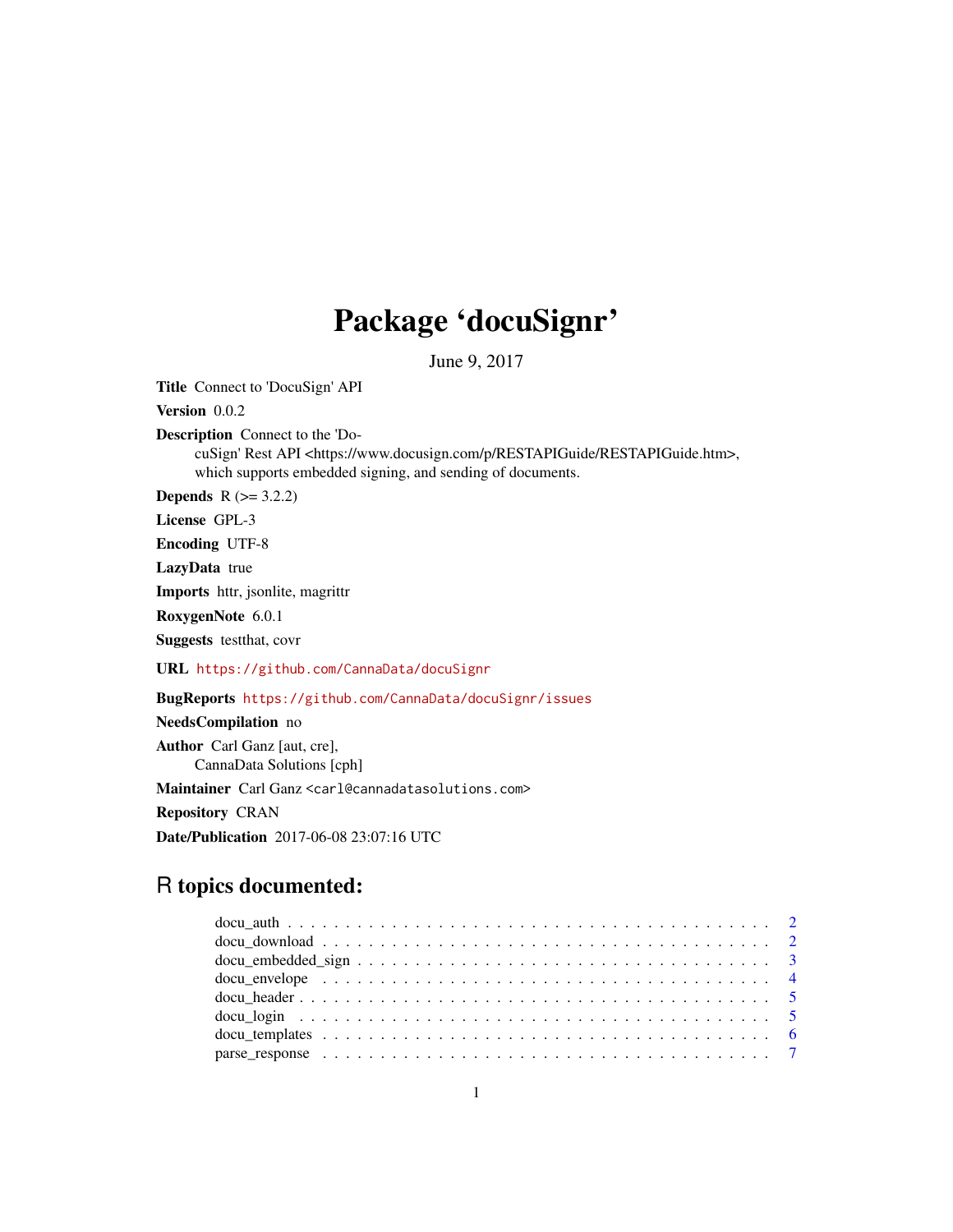# Package 'docuSignr'

June 9, 2017

**Title** Connect to 'DocuSign' API

**Version** 0.0.2

**Description** Connect to the 'DocuSign' Rest API <https://www.docusign.com/p/RESTAPIGuide/RESTAPIGuide.htm>, which supports embedded signing, and sending of documents.

**Depends** R (>= 3.2.2)

**License** GPL-3

**Encoding** UTF-8

**LazyData** true

**Imports** httr, jsonlite, magrittr

**RoxygenNote** 6.0.1

**Suggests** testthat, covr

**URL** https://github.com/CannaData/docuSignr

**BugReports** https://github.com/CannaData/docuSignr/issues

**NeedsCompilation** no

**Author** Carl Ganz [aut, cre],
CannaData Solutions [cph]

**Maintainer** Carl Ganz <carl@cannadatasolutions.com>

**Repository** CRAN

**Date/Publication** 2017-06-08 23:07:16 UTC

## R topics documented:

- docu_auth . . . . . . . . . . . . . . . . . . . . . . . . . . . . . . . . . . . . . . . . 2
- docu_download . . . . . . . . . . . . . . . . . . . . . . . . . . . . . . . . . . . . . . 2
- docu_embedded_sign . . . . . . . . . . . . . . . . . . . . . . . . . . . . . . . . . . . 3
- docu_envelope . . . . . . . . . . . . . . . . . . . . . . . . . . . . . . . . . . . . . . 4
- docu_header . . . . . . . . . . . . . . . . . . . . . . . . . . . . . . . . . . . . . . . 5
- docu_login . . . . . . . . . . . . . . . . . . . . . . . . . . . . . . . . . . . . . . . 5
- docu_templates . . . . . . . . . . . . . . . . . . . . . . . . . . . . . . . . . . . . . 6
- parse_response . . . . . . . . . . . . . . . . . . . . . . . . . . . . . . . . . . . . . 7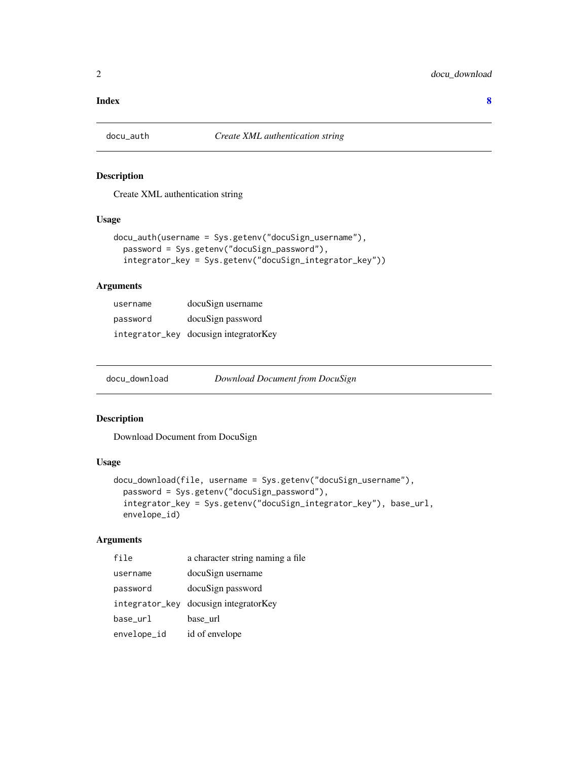**Index** **8**

## docu_auth — *Create XML authentication string*

### Description

Create XML authentication string

### Usage

```
docu_auth(username = Sys.getenv("docuSign_username"),
  password = Sys.getenv("docuSign_password"),
  integrator_key = Sys.getenv("docuSign_integrator_key"))
```

### Arguments

| | |
|---|---|
| `username` | docuSign username |
| `password` | docuSign password |
| `integrator_key` | docusign integratorKey |

## docu_download — *Download Document from DocuSign*

### Description

Download Document from DocuSign

### Usage

```
docu_download(file, username = Sys.getenv("docuSign_username"),
  password = Sys.getenv("docuSign_password"),
  integrator_key = Sys.getenv("docuSign_integrator_key"), base_url,
  envelope_id)
```

### Arguments

| | |
|---|---|
| `file` | a character string naming a file |
| `username` | docuSign username |
| `password` | docuSign password |
| `integrator_key` | docusign integratorKey |
| `base_url` | base_url |
| `envelope_id` | id of envelope |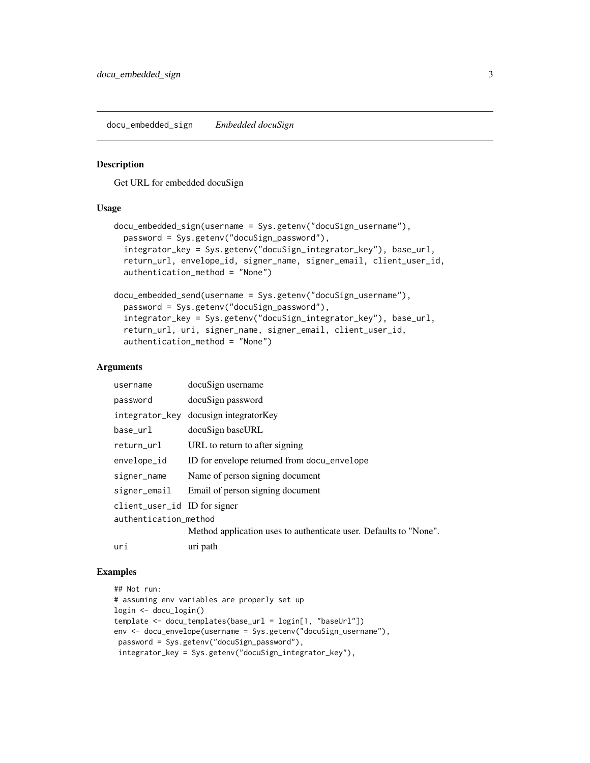## docu_embedded_sign *Embedded docuSign*

### Description

Get URL for embedded docuSign

### Usage

```
docu_embedded_sign(username = Sys.getenv("docuSign_username"),
  password = Sys.getenv("docuSign_password"),
  integrator_key = Sys.getenv("docuSign_integrator_key"), base_url,
  return_url, envelope_id, signer_name, signer_email, client_user_id,
  authentication_method = "None")

docu_embedded_send(username = Sys.getenv("docuSign_username"),
  password = Sys.getenv("docuSign_password"),
  integrator_key = Sys.getenv("docuSign_integrator_key"), base_url,
  return_url, uri, signer_name, signer_email, client_user_id,
  authentication_method = "None")
```

### Arguments

| | |
|---|---|
| `username` | docuSign username |
| `password` | docuSign password |
| `integrator_key` | docusign integratorKey |
| `base_url` | docuSign baseURL |
| `return_url` | URL to return to after signing |
| `envelope_id` | ID for envelope returned from `docu_envelope` |
| `signer_name` | Name of person signing document |
| `signer_email` | Email of person signing document |
| `client_user_id` | ID for signer |
| `authentication_method` | Method application uses to authenticate user. Defaults to "None". |
| `uri` | uri path |

### Examples

```
## Not run:
# assuming env variables are properly set up
login <- docu_login()
template <- docu_templates(base_url = login[1, "baseUrl"])
env <- docu_envelope(username = Sys.getenv("docuSign_username"),
 password = Sys.getenv("docuSign_password"),
 integrator_key = Sys.getenv("docuSign_integrator_key"),
```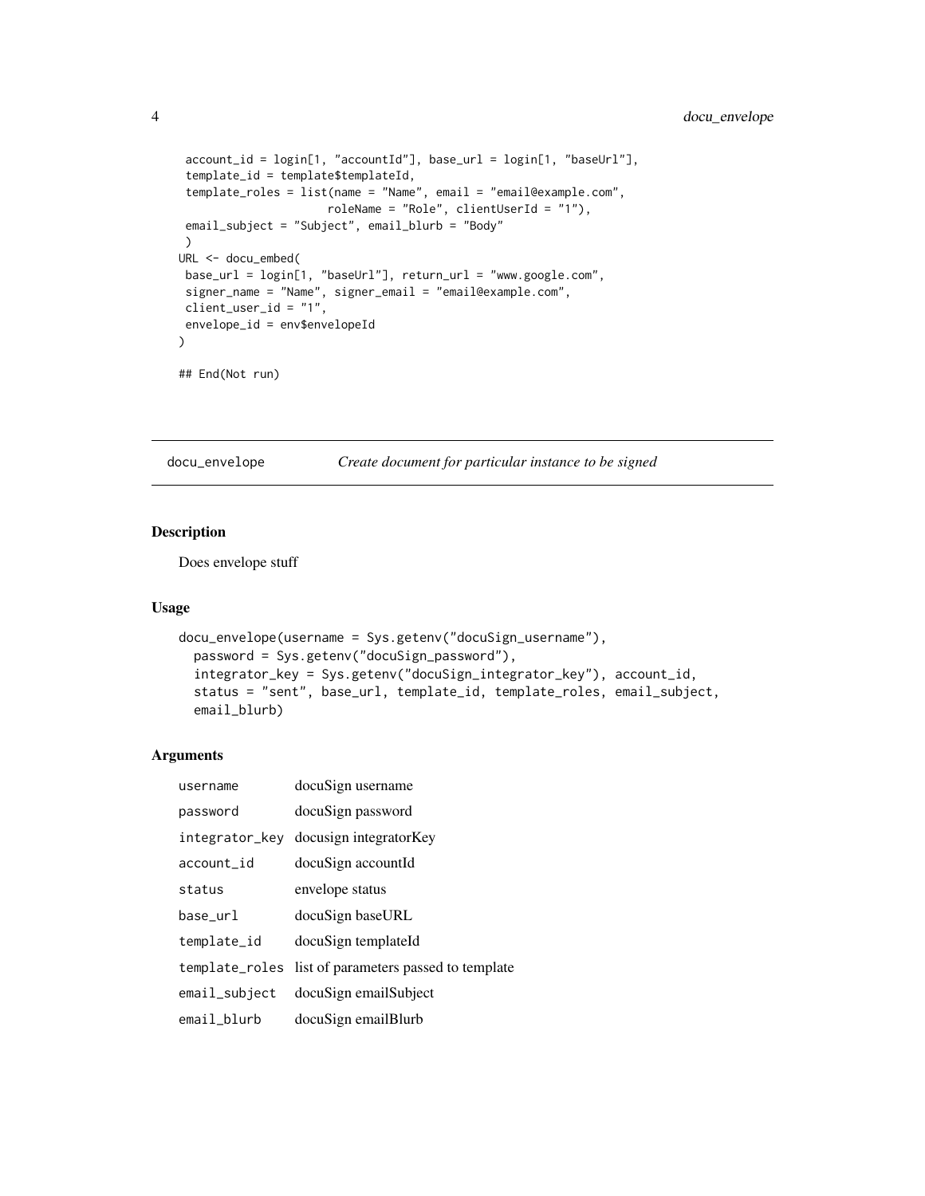```
 account_id = login[1, "accountId"], base_url = login[1, "baseUrl"],
 template_id = template$templateId,
 template_roles = list(name = "Name", email = "email@example.com",
                     roleName = "Role", clientUserId = "1"),
 email_subject = "Subject", email_blurb = "Body"
 )
URL <- docu_embed(
 base_url = login[1, "baseUrl"], return_url = "www.google.com",
 signer_name = "Name", signer_email = "email@example.com",
 client_user_id = "1",
 envelope_id = env$envelopeId
)

## End(Not run)
```

## docu_envelope — *Create document for particular instance to be signed*

### Description

Does envelope stuff

### Usage

```
docu_envelope(username = Sys.getenv("docuSign_username"),
  password = Sys.getenv("docuSign_password"),
  integrator_key = Sys.getenv("docuSign_integrator_key"), account_id,
  status = "sent", base_url, template_id, template_roles, email_subject,
  email_blurb)
```

### Arguments

| | |
|---|---|
| `username` | docuSign username |
| `password` | docuSign password |
| `integrator_key` | docusign integratorKey |
| `account_id` | docuSign accountId |
| `status` | envelope status |
| `base_url` | docuSign baseURL |
| `template_id` | docuSign templateId |
| `template_roles` | list of parameters passed to template |
| `email_subject` | docuSign emailSubject |
| `email_blurb` | docuSign emailBlurb |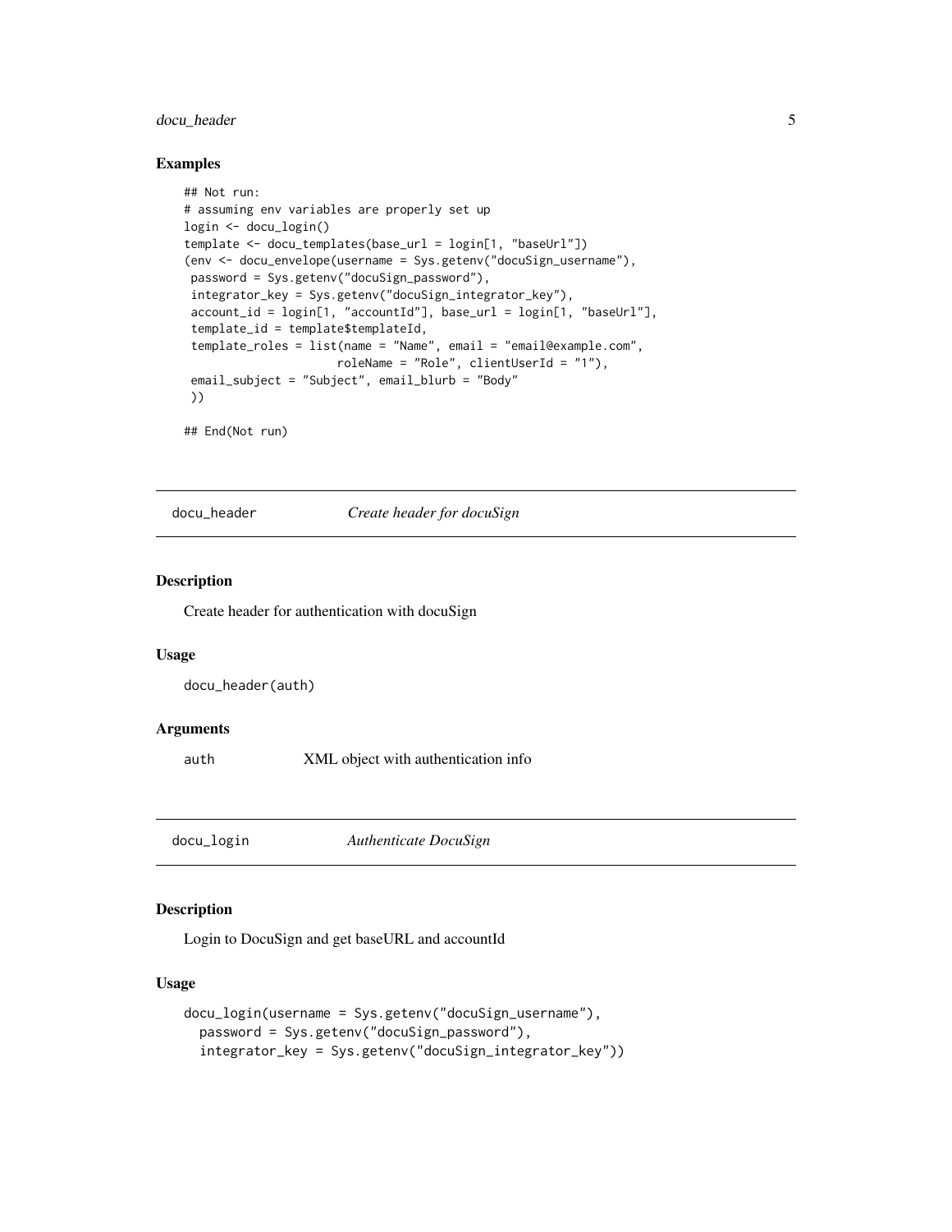### Examples

```
## Not run:
# assuming env variables are properly set up
login <- docu_login()
template <- docu_templates(base_url = login[1, "baseUrl"])
(env <- docu_envelope(username = Sys.getenv("docuSign_username"),
 password = Sys.getenv("docuSign_password"),
 integrator_key = Sys.getenv("docuSign_integrator_key"),
 account_id = login[1, "accountId"], base_url = login[1, "baseUrl"],
 template_id = template$templateId,
 template_roles = list(name = "Name", email = "email@example.com",
                      roleName = "Role", clientUserId = "1"),
 email_subject = "Subject", email_blurb = "Body"
 ))

## End(Not run)
```

## docu_header — *Create header for docuSign*

### Description

Create header for authentication with docuSign

### Usage

```
docu_header(auth)
```

### Arguments

| | |
|---|---|
| auth | XML object with authentication info |

## docu_login — *Authenticate DocuSign*

### Description

Login to DocuSign and get baseURL and accountId

### Usage

```
docu_login(username = Sys.getenv("docuSign_username"),
  password = Sys.getenv("docuSign_password"),
  integrator_key = Sys.getenv("docuSign_integrator_key"))
```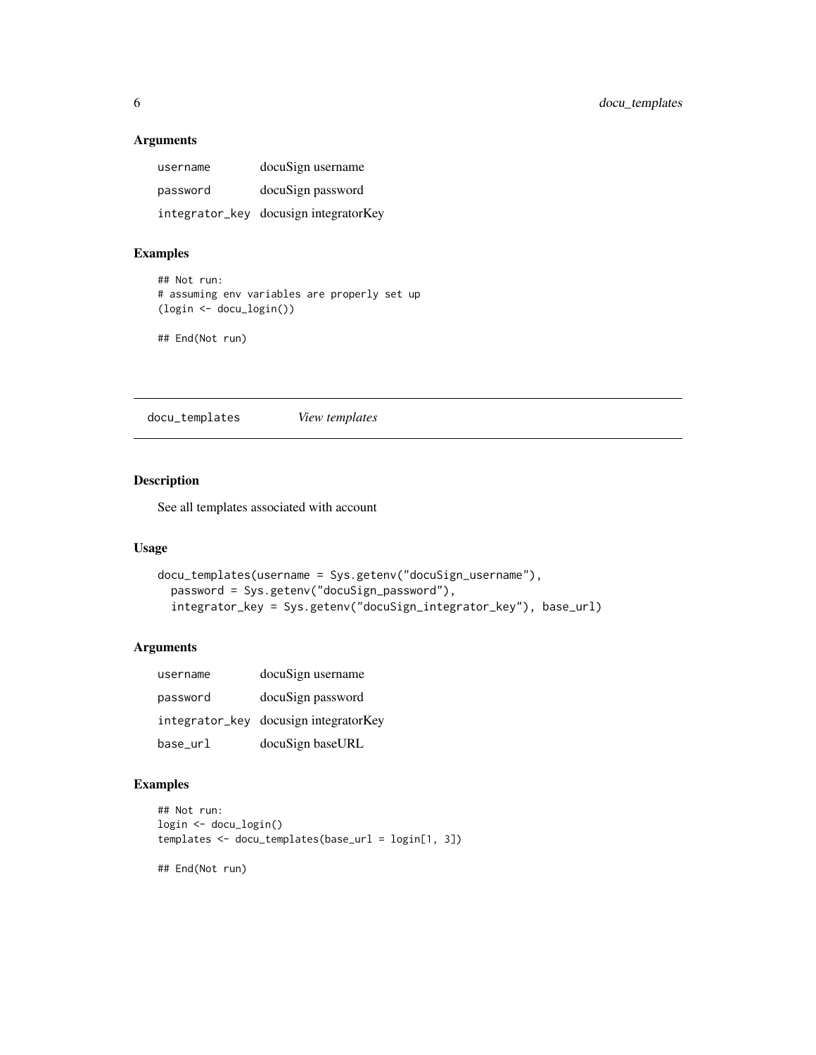### Arguments

| | |
|---|---|
| username | docuSign username |
| password | docuSign password |
| integrator_key | docusign integratorKey |

### Examples

```
## Not run:
# assuming env variables are properly set up
(login <- docu_login())

## End(Not run)
```

## docu_templates *View templates*

### Description

See all templates associated with account

### Usage

```
docu_templates(username = Sys.getenv("docuSign_username"),
  password = Sys.getenv("docuSign_password"),
  integrator_key = Sys.getenv("docuSign_integrator_key"), base_url)
```

### Arguments

| | |
|---|---|
| username | docuSign username |
| password | docuSign password |
| integrator_key | docusign integratorKey |
| base_url | docuSign baseURL |

### Examples

```
## Not run:
login <- docu_login()
templates <- docu_templates(base_url = login[1, 3])

## End(Not run)
```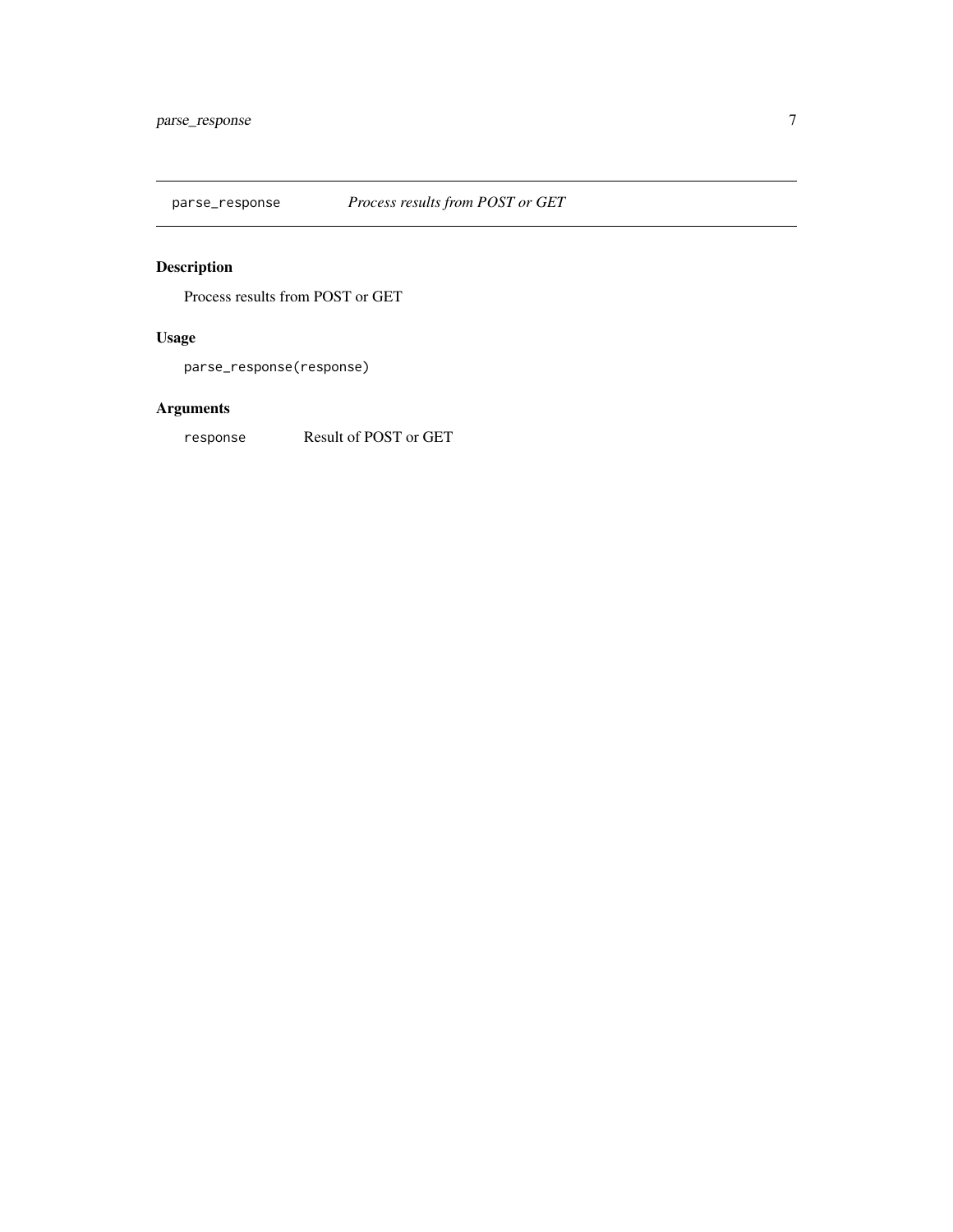## parse_response — *Process results from POST or GET*

### Description

Process results from POST or GET

### Usage

```
parse_response(response)
```

### Arguments

| | |
|---|---|
| `response` | Result of POST or GET |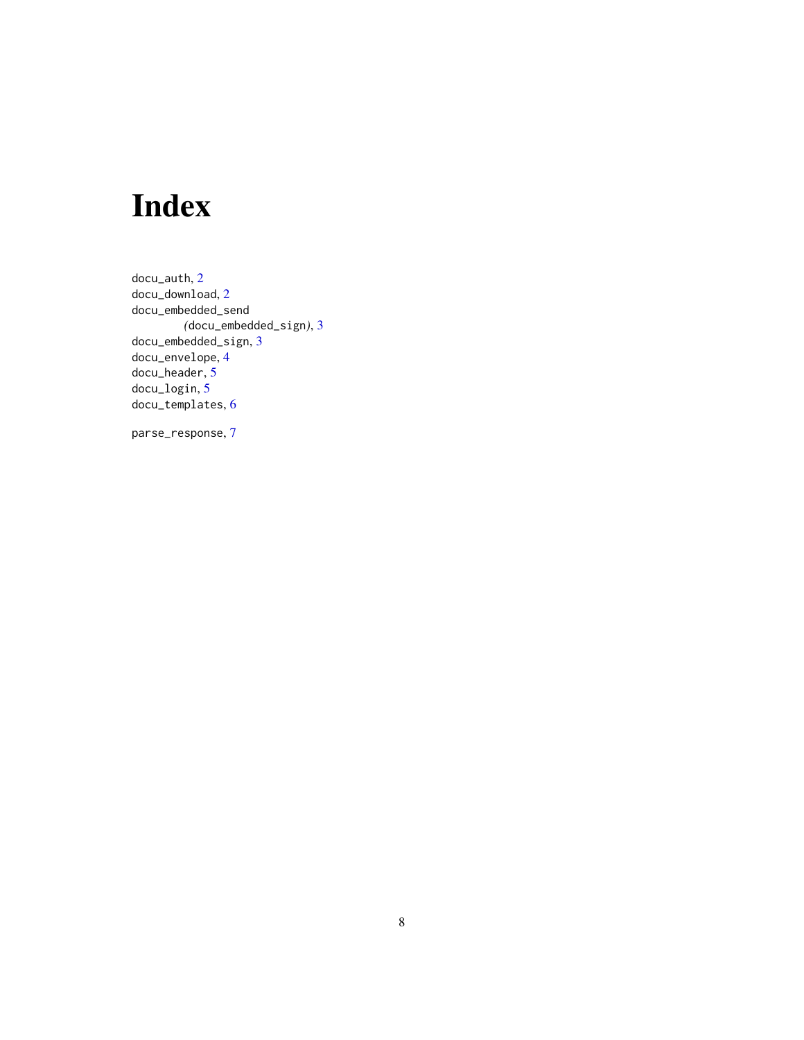# Index

docu_auth, 2
docu_download, 2
docu_embedded_send
    *(*docu_embedded_sign*)*, 3
docu_embedded_sign, 3
docu_envelope, 4
docu_header, 5
docu_login, 5
docu_templates, 6

parse_response, 7